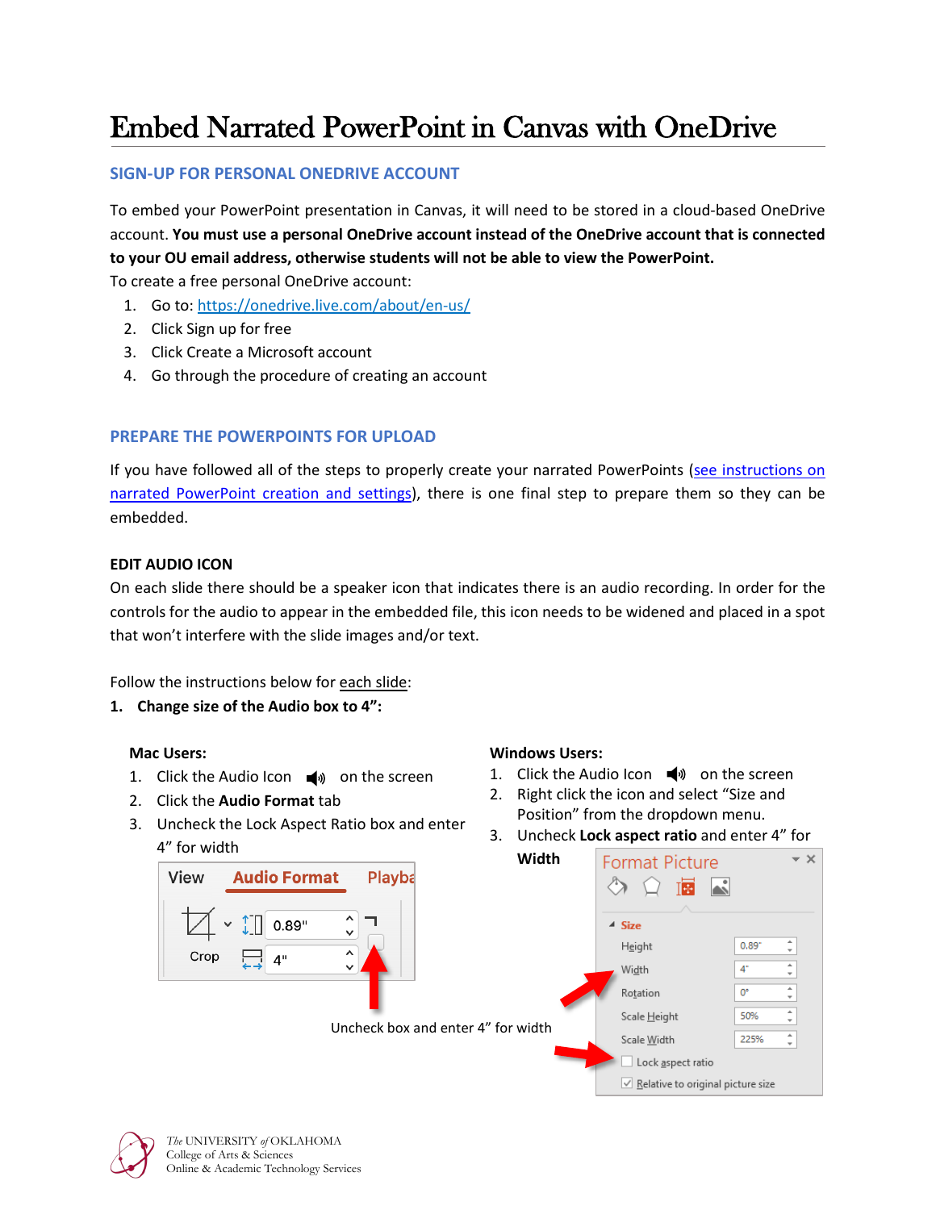# Embed Narrated PowerPoint in Canvas with OneDrive

## SIGN-UP FOR PERSONAL ONEDRIVE ACCOUNT

To embed your PowerPoint presentation in Canvas, it will need to be stored in a cloud-based OneDrive account. **You must use a personal OneDrive account instead of the OneDrive account that is connected to your OU email address, otherwise students will not be able to view the PowerPoint.**

To create a free personal OneDrive account:

1. Go to: [https://onedrive.live.com/about/en-us/](https://onedrive.live.com/about/en-us/)
2. Click Sign up for free
3. Click Create a Microsoft account
4. Go through the procedure of creating an account

## PREPARE THE POWERPOINTS FOR UPLOAD

If you have followed all of the steps to properly create your narrated PowerPoints (see instructions on narrated PowerPoint creation and settings), there is one final step to prepare them so they can be embedded.

### EDIT AUDIO ICON

On each slide there should be a speaker icon that indicates there is an audio recording. In order for the controls for the audio to appear in the embedded file, this icon needs to be widened and placed in a spot that won't interfere with the slide images and/or text.

Follow the instructions below for each slide:

**1. Change size of the Audio box to 4":**

**Mac Users:**

1. Click the Audio Icon on the screen
2. Click the **Audio Format** tab
3. Uncheck the Lock Aspect Ratio box and enter 4" for width

**Windows Users:**

1. Click the Audio Icon on the screen
2. Right click the icon and select "Size and Position" from the dropdown menu.
3. Uncheck **Lock aspect ratio** and enter 4" for **Width**

Uncheck box and enter 4" for width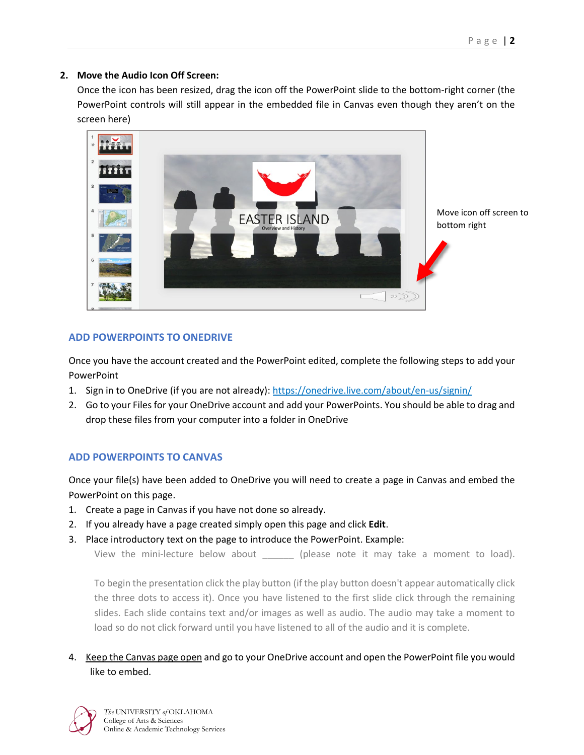2. **Move the Audio Icon Off Screen:**
   Once the icon has been resized, drag the icon off the PowerPoint slide to the bottom-right corner (the PowerPoint controls will still appear in the embedded file in Canvas even though they aren't on the screen here)

Move icon off screen to bottom right

## ADD POWERPOINTS TO ONEDRIVE

Once you have the account created and the PowerPoint edited, complete the following steps to add your PowerPoint

1. Sign in to OneDrive (if you are not already): https://onedrive.live.com/about/en-us/signin/
2. Go to your Files for your OneDrive account and add your PowerPoints. You should be able to drag and drop these files from your computer into a folder in OneDrive

## ADD POWERPOINTS TO CANVAS

Once your file(s) have been added to OneDrive you will need to create a page in Canvas and embed the PowerPoint on this page.

1. Create a page in Canvas if you have not done so already.
2. If you already have a page created simply open this page and click **Edit**.
3. Place introductory text on the page to introduce the PowerPoint. Example:

   View the mini-lecture below about ______ (please note it may take a moment to load).

   To begin the presentation click the play button (if the play button doesn't appear automatically click the three dots to access it). Once you have listened to the first slide click through the remaining slides. Each slide contains text and/or images as well as audio. The audio may take a moment to load so do not click forward until you have listened to all of the audio and it is complete.

4. Keep the Canvas page open and go to your OneDrive account and open the PowerPoint file you would like to embed.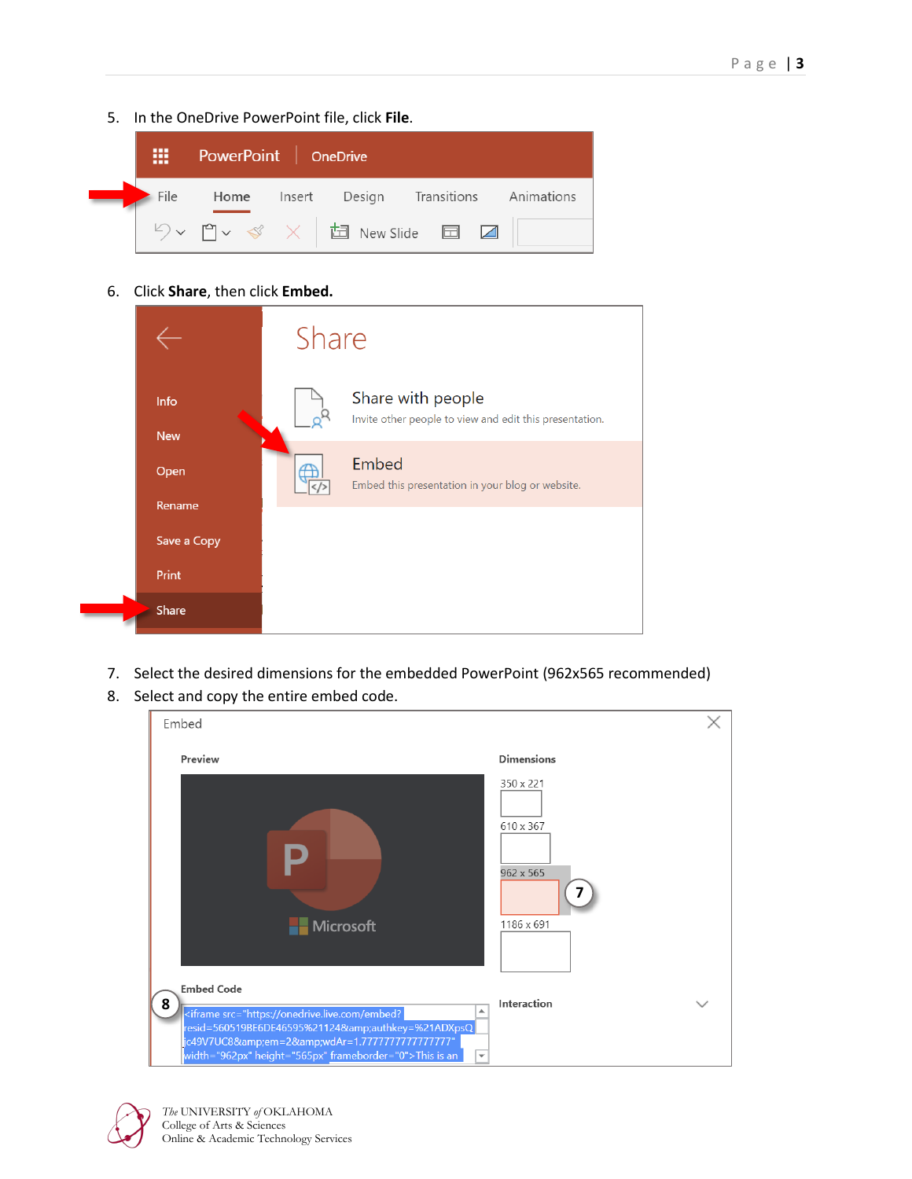5. In the OneDrive PowerPoint file, click **File**.

6. Click **Share**, then click **Embed.**

7. Select the desired dimensions for the embedded PowerPoint (962x565 recommended)
8. Select and copy the entire embed code.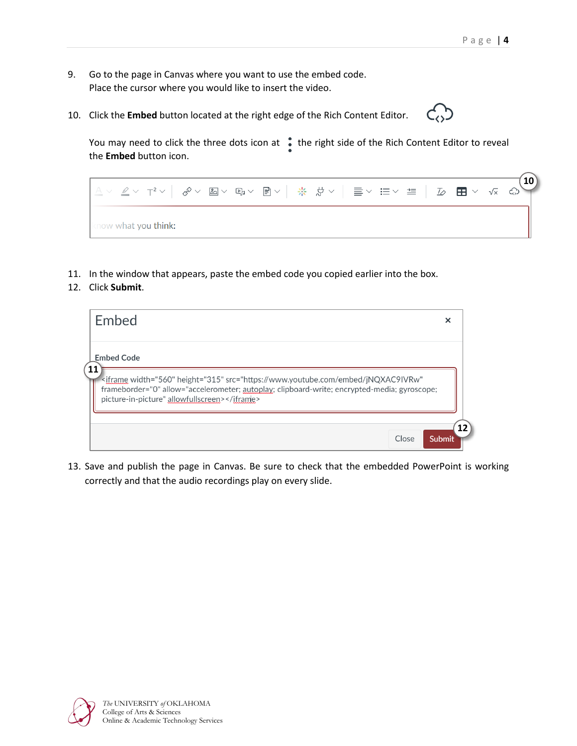9. Go to the page in Canvas where you want to use the embed code.
   Place the cursor where you would like to insert the video.

10. Click the **Embed** button located at the right edge of the Rich Content Editor.

    You may need to click the three dots icon at the right side of the Rich Content Editor to reveal the **Embed** button icon.

11. In the window that appears, paste the embed code you copied earlier into the box.
12. Click **Submit**.

Embed

Embed Code

```
<iframe width="560" height="315" src="https://www.youtube.com/embed/jNQXAC9IVRw" frameborder="0" allow="accelerometer; autoplay; clipboard-write; encrypted-media; gyroscope; picture-in-picture" allowfullscreen></iframe>
```

Close Submit

13. Save and publish the page in Canvas. Be sure to check that the embedded PowerPoint is working correctly and that the audio recordings play on every slide.